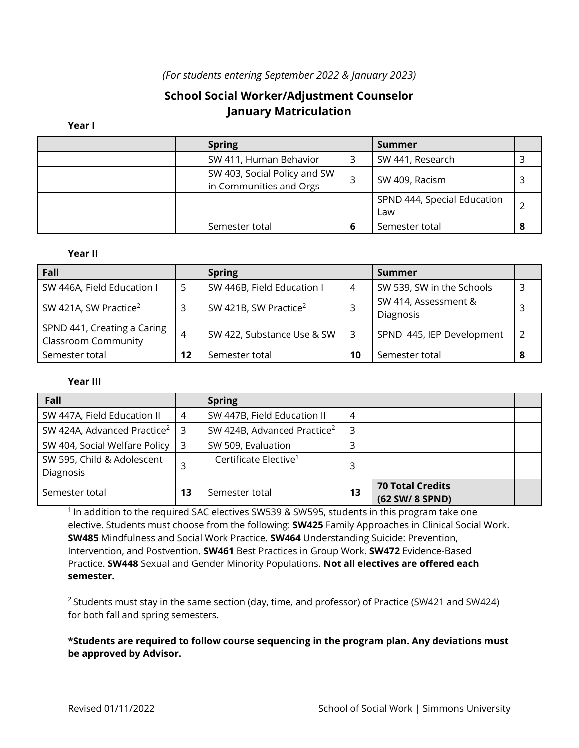*(For students entering September 2022 & January 2023)*

## School Social Worker/Adjustment Counselor
## January Matriculation

**Year I**

| | | **Spring** | | **Summer** | |
|---|---|---|---|---|---|
| | | SW 411, Human Behavior | 3 | SW 441, Research | 3 |
| | | SW 403, Social Policy and SW in Communities and Orgs | 3 | SW 409, Racism | 3 |
| | | | | SPND 444, Special Education Law | 2 |
| | | Semester total | **6** | Semester total | **8** |

**Year II**

| **Fall** | | **Spring** | | **Summer** | |
|---|---|---|---|---|---|
| SW 446A, Field Education I | 5 | SW 446B, Field Education I | 4 | SW 539, SW in the Schools | 3 |
| SW 421A, SW Practice[2] | 3 | SW 421B, SW Practice[2] | 3 | SW 414, Assessment & Diagnosis | 3 |
| SPND 441, Creating a Caring Classroom Community | 4 | SW 422, Substance Use & SW | 3 | SPND 445, IEP Development | 2 |
| Semester total | **12** | Semester total | **10** | Semester total | **8** |

**Year III**

| **Fall** | | **Spring** | | | |
|---|---|---|---|---|---|
| SW 447A, Field Education II | 4 | SW 447B, Field Education II | 4 | | |
| SW 424A, Advanced Practice[2] | 3 | SW 424B, Advanced Practice[2] | 3 | | |
| SW 404, Social Welfare Policy | 3 | SW 509, Evaluation | 3 | | |
| SW 595, Child & Adolescent Diagnosis | 3 | Certificate Elective[1] | 3 | | |
| Semester total | **13** | Semester total | **13** | **70 Total Credits (62 SW/ 8 SPND)** | |

[1] In addition to the required SAC electives SW539 & SW595, students in this program take one elective. Students must choose from the following: **SW425** Family Approaches in Clinical Social Work. **SW485** Mindfulness and Social Work Practice. **SW464** Understanding Suicide: Prevention, Intervention, and Postvention. **SW461** Best Practices in Group Work. **SW472** Evidence-Based Practice. **SW448** Sexual and Gender Minority Populations. **Not all electives are offered each semester.**

[2] Students must stay in the same section (day, time, and professor) of Practice (SW421 and SW424) for both fall and spring semesters.

**\*Students are required to follow course sequencing in the program plan. Any deviations must be approved by Advisor.**

Revised 01/11/2022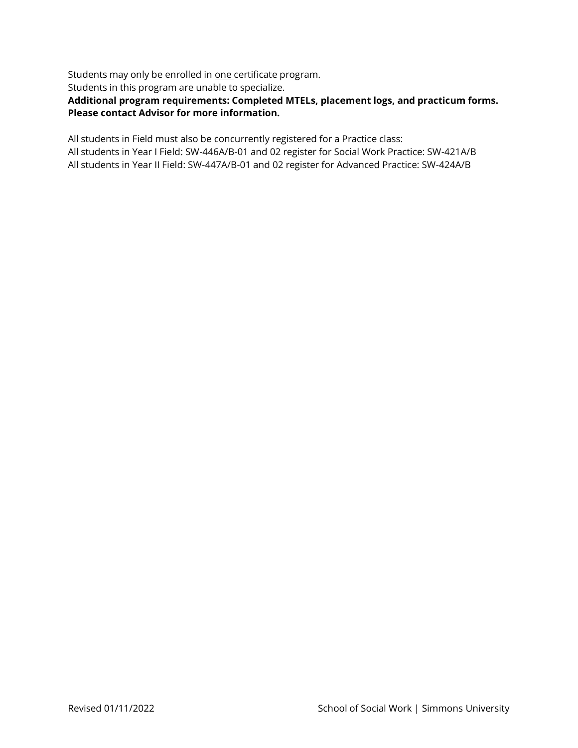Students may only be enrolled in <u>one</u> certificate program.
Students in this program are unable to specialize.
**Additional program requirements: Completed MTELs, placement logs, and practicum forms. Please contact Advisor for more information.**

All students in Field must also be concurrently registered for a Practice class:
All students in Year I Field: SW-446A/B-01 and 02 register for Social Work Practice: SW-421A/B
All students in Year II Field: SW-447A/B-01 and 02 register for Advanced Practice: SW-424A/B

Revised 01/11/2022 School of Social Work | Simmons University